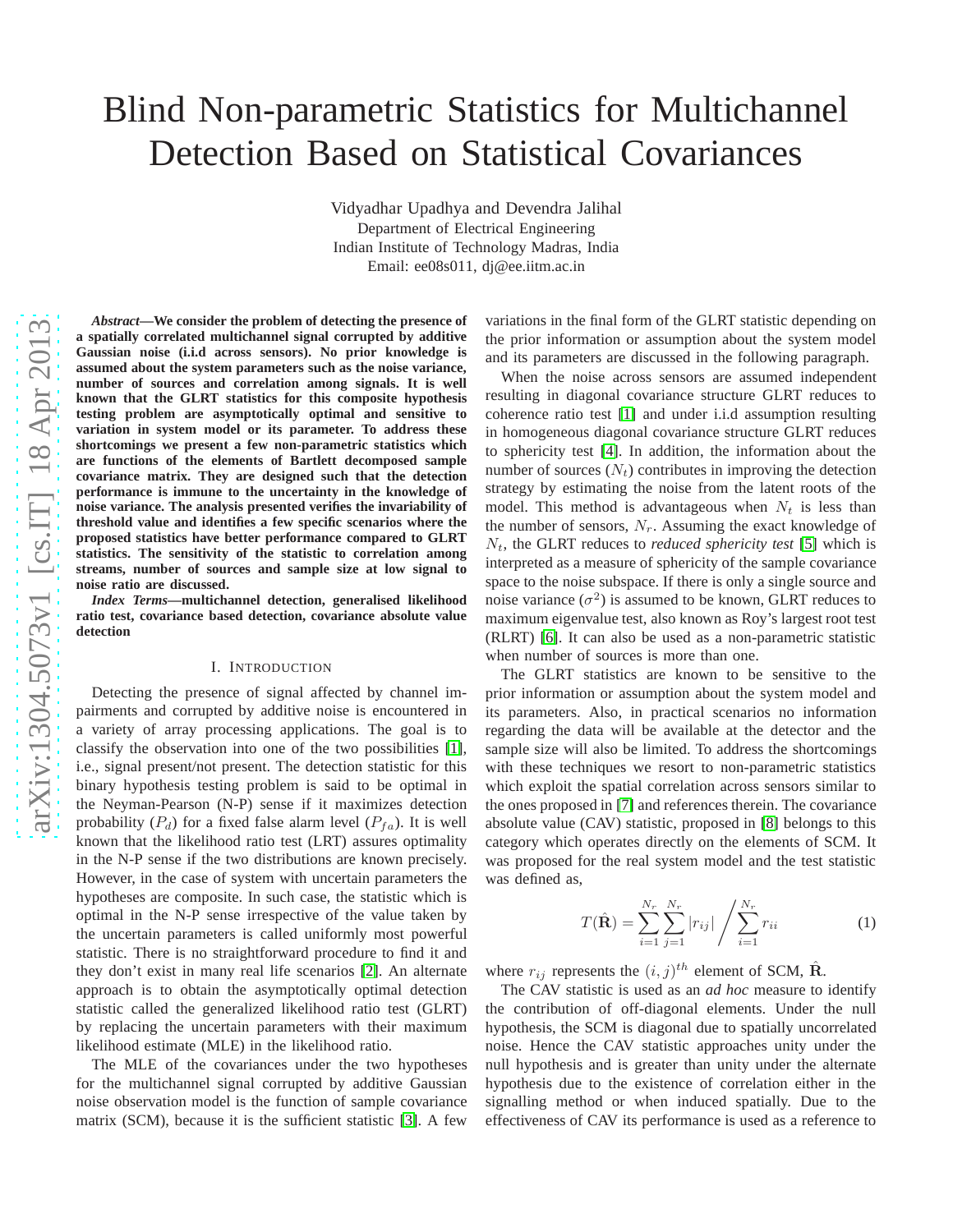# Blind Non-parametric Statistics for Multichannel Detection Based on Statistical Covariances

Vidyadhar Upadhya and Devendra Jalihal
Department of Electrical Engineering
Indian Institute of Technology Madras, India
Email: ee08s011, dj@ee.iitm.ac.in

***Abstract*—We consider the problem of detecting the presence of a spatially correlated multichannel signal corrupted by additive Gaussian noise (i.i.d across sensors). No prior knowledge is assumed about the system parameters such as the noise variance, number of sources and correlation among signals. It is well known that the GLRT statistics for this composite hypothesis testing problem are asymptotically optimal and sensitive to variation in system model or its parameter. To address these shortcomings we present a few non-parametric statistics which are functions of the elements of Bartlett decomposed sample covariance matrix. They are designed such that the detection performance is immune to the uncertainty in the knowledge of noise variance. The analysis presented verifies the invariability of threshold value and identifies a few specific scenarios where the proposed statistics have better performance compared to GLRT statistics. The sensitivity of the statistic to correlation among streams, number of sources and sample size at low signal to noise ratio are discussed.**

***Index Terms*—multichannel detection, generalised likelihood ratio test, covariance based detection, covariance absolute value detection**

## I. Introduction

Detecting the presence of signal affected by channel impairments and corrupted by additive noise is encountered in a variety of array processing applications. The goal is to classify the observation into one of the two possibilities [1], i.e., signal present/not present. The detection statistic for this binary hypothesis testing problem is said to be optimal in the Neyman-Pearson (N-P) sense if it maximizes detection probability ($P_d$) for a fixed false alarm level ($P_{fa}$). It is well known that the likelihood ratio test (LRT) assures optimality in the N-P sense if the two distributions are known precisely. However, in the case of system with uncertain parameters the hypotheses are composite. In such case, the statistic which is optimal in the N-P sense irrespective of the value taken by the uncertain parameters is called uniformly most powerful statistic. There is no straightforward procedure to find it and they don't exist in many real life scenarios [2]. An alternate approach is to obtain the asymptotically optimal detection statistic called the generalized likelihood ratio test (GLRT) by replacing the uncertain parameters with their maximum likelihood estimate (MLE) in the likelihood ratio.

The MLE of the covariances under the two hypotheses for the multichannel signal corrupted by additive Gaussian noise observation model is the function of sample covariance matrix (SCM), because it is the sufficient statistic [3]. A few variations in the final form of the GLRT statistic depending on the prior information or assumption about the system model and its parameters are discussed in the following paragraph.

When the noise across sensors are assumed independent resulting in diagonal covariance structure GLRT reduces to coherence ratio test [1] and under i.i.d assumption resulting in homogeneous diagonal covariance structure GLRT reduces to sphericity test [4]. In addition, the information about the number of sources ($N_t$) contributes in improving the detection strategy by estimating the noise from the latent roots of the model. This method is advantageous when $N_t$ is less than the number of sensors, $N_r$. Assuming the exact knowledge of $N_t$, the GLRT reduces to *reduced sphericity test* [5] which is interpreted as a measure of sphericity of the sample covariance space to the noise subspace. If there is only a single source and noise variance ($\sigma^2$) is assumed to be known, GLRT reduces to maximum eigenvalue test, also known as Roy's largest root test (RLRT) [6]. It can also be used as a non-parametric statistic when number of sources is more than one.

The GLRT statistics are known to be sensitive to the prior information or assumption about the system model and its parameters. Also, in practical scenarios no information regarding the data will be available at the detector and the sample size will also be limited. To address the shortcomings with these techniques we resort to non-parametric statistics which exploit the spatial correlation across sensors similar to the ones proposed in [7] and references therein. The covariance absolute value (CAV) statistic, proposed in [8] belongs to this category which operates directly on the elements of SCM. It was proposed for the real system model and the test statistic was defined as,

$$T(\hat{\mathbf{R}}) = \sum_{i=1}^{N_r} \sum_{j=1}^{N_r} |r_{ij}| \Bigg/ \sum_{i=1}^{N_r} r_{ii} \tag{1}$$

where $r_{ij}$ represents the $(i, j)^{th}$ element of SCM, $\hat{\mathbf{R}}$.

The CAV statistic is used as an *ad hoc* measure to identify the contribution of off-diagonal elements. Under the null hypothesis, the SCM is diagonal due to spatially uncorrelated noise. Hence the CAV statistic approaches unity under the null hypothesis and is greater than unity under the alternate hypothesis due to the existence of correlation either in the signalling method or when induced spatially. Due to the effectiveness of CAV its performance is used as a reference to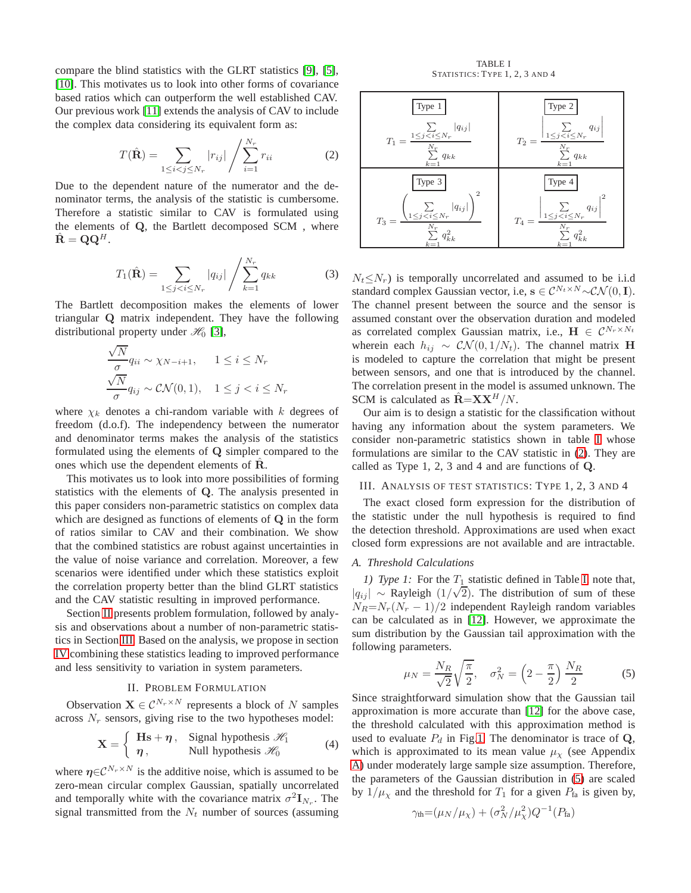compare the blind statistics with the GLRT statistics [9], [5], [10]. This motivates us to look into other forms of covariance based ratios which can outperform the well established CAV. Our previous work [11] extends the analysis of CAV to include the complex data considering its equivalent form as:

$$T(\hat{\mathbf{R}}) = \sum_{1\le i<j\le N_r} |r_{ij}| \Bigg/ \sum_{i=1}^{N_r} r_{ii} \tag{2}$$

Due to the dependent nature of the numerator and the denominator terms, the analysis of the statistic is cumbersome. Therefore a statistic similar to CAV is formulated using the elements of $\mathbf{Q}$, the Bartlett decomposed SCM , where $\hat{\mathbf{R}} = \mathbf{Q}\mathbf{Q}^H$.

$$T_1(\hat{\mathbf{R}}) = \sum_{1\le j<i\le N_r} |q_{ij}| \Bigg/ \sum_{k=1}^{N_r} q_{kk} \tag{3}$$

The Bartlett decomposition makes the elements of lower triangular $\mathbf{Q}$ matrix independent. They have the following distributional property under $\mathscr{H}_0$ [3],

$$\frac{\sqrt{N}}{\sigma} q_{ii} \sim \chi_{N-i+1}, \qquad 1 \le i \le N_r$$
$$\frac{\sqrt{N}}{\sigma} q_{ij} \sim \mathcal{CN}(0,1), \qquad 1 \le j < i \le N_r$$

where $\chi_k$ denotes a chi-random variable with $k$ degrees of freedom (d.o.f). The independency between the numerator and denominator terms makes the analysis of the statistics formulated using the elements of $\mathbf{Q}$ simpler compared to the ones which use the dependent elements of $\hat{\mathbf{R}}$.

This motivates us to look into more possibilities of forming statistics with the elements of $\mathbf{Q}$. The analysis presented in this paper considers non-parametric statistics on complex data which are designed as functions of elements of $\mathbf{Q}$ in the form of ratios similar to CAV and their combination. We show that the combined statistics are robust against uncertainties in the value of noise variance and correlation. Moreover, a few scenarios were identified under which these statistics exploit the correlation property better than the blind GLRT statistics and the CAV statistic resulting in improved performance.

Section II presents problem formulation, followed by analysis and observations about a number of non-parametric statistics in Section III. Based on the analysis, we propose in section IV combining these statistics leading to improved performance and less sensitivity to variation in system parameters.

## II. Problem Formulation

Observation $\mathbf{X} \in \mathcal{C}^{N_r \times N}$ represents a block of $N$ samples across $N_r$ sensors, giving rise to the two hypotheses model:

$$\mathbf{X} = \begin{cases} \mathbf{H}\mathbf{s} + \boldsymbol{\eta}\,, & \text{Signal hypothesis } \mathscr{H}_1 \\ \boldsymbol{\eta}\,, & \text{Null hypothesis } \mathscr{H}_0 \end{cases} \tag{4}$$

where $\boldsymbol{\eta} \in \mathcal{C}^{N_r \times N}$ is the additive noise, which is assumed to be zero-mean circular complex Gaussian, spatially uncorrelated and temporally white with the covariance matrix $\sigma^2 \mathbf{I}_{N_r}$. The signal transmitted from the $N_t$ number of sources (assuming $N_t \le N_r$) is temporally uncorrelated and assumed to be i.i.d standard complex Gaussian vector, i.e, $\mathbf{s} \in \mathcal{C}^{N_t \times N} \sim \mathcal{CN}(0, \mathbf{I})$. The channel present between the source and the sensor is assumed constant over the observation duration and modeled as correlated complex Gaussian matrix, i.e., $\mathbf{H} \in \mathcal{C}^{N_r \times N_t}$ wherein each $h_{ij} \sim \mathcal{CN}(0, 1/N_t)$. The channel matrix $\mathbf{H}$ is modeled to capture the correlation that might be present between sensors, and one that is introduced by the channel. The correlation present in the model is assumed unknown. The SCM is calculated as $\hat{\mathbf{R}} = \mathbf{X}\mathbf{X}^H/N$.

Our aim is to design a statistic for the classification without having any information about the system parameters. We consider non-parametric statistics shown in table I whose formulations are similar to the CAV statistic in (2). They are called as Type 1, 2, 3 and 4 and are functions of $\mathbf{Q}$.

TABLE I
Statistics: Type 1, 2, 3 and 4

| Type 1 | Type 2 |
|---|---|
| $T_1 = \dfrac{\sum_{1\le j<i\le N_r} \lvert q_{ij}\rvert}{\sum_{k=1}^{N_r} q_{kk}}$ | $T_2 = \dfrac{\left\lvert \sum_{1\le j<i\le N_r} q_{ij} \right\rvert}{\sum_{k=1}^{N_r} q_{kk}}$ |
| **Type 3** | **Type 4** |
| $T_3 = \dfrac{\left(\sum_{1\le j<i\le N_r} \lvert q_{ij}\rvert\right)^2}{\sum_{k=1}^{N_r} q_{kk}^2}$ | $T_4 = \dfrac{\left\lvert \sum_{1\le j<i\le N_r} q_{ij} \right\rvert^2}{\sum_{k=1}^{N_r} q_{kk}^2}$ |

## III. Analysis of Test Statistics: Type 1, 2, 3 and 4

The exact closed form expression for the distribution of the statistic under the null hypothesis is required to find the detection threshold. Approximations are used when exact closed form expressions are not available and are intractable.

### A. Threshold Calculations

*1) Type 1:* For the $T_1$ statistic defined in Table I note that, $|q_{ij}| \sim$ Rayleigh $(1/\sqrt{2})$. The distribution of sum of these $N_R = N_r(N_r-1)/2$ independent Rayleigh random variables can be calculated as in [12]. However, we approximate the sum distribution by the Gaussian tail approximation with the following parameters.

$$\mu_N = \frac{N_R}{\sqrt{2}}\sqrt{\frac{\pi}{2}}, \quad \sigma_N^2 = \left(2 - \frac{\pi}{2}\right)\frac{N_R}{2} \tag{5}$$

Since straightforward simulation show that the Gaussian tail approximation is more accurate than [12] for the above case, the threshold calculated with this approximation method is used to evaluate $P_d$ in Fig 1. The denominator is trace of $\mathbf{Q}$, which is approximated to its mean value $\mu_\chi$ (see Appendix A) under moderately large sample size assumption. Therefore, the parameters of the Gaussian distribution in (5) are scaled by $1/\mu_\chi$ and the threshold for $T_1$ for a given $P_{\text{fa}}$ is given by,

$$\gamma_{\text{th}} = (\mu_N/\mu_\chi) + (\sigma_N^2/\mu_\chi^2) Q^{-1}(P_{\text{fa}})$$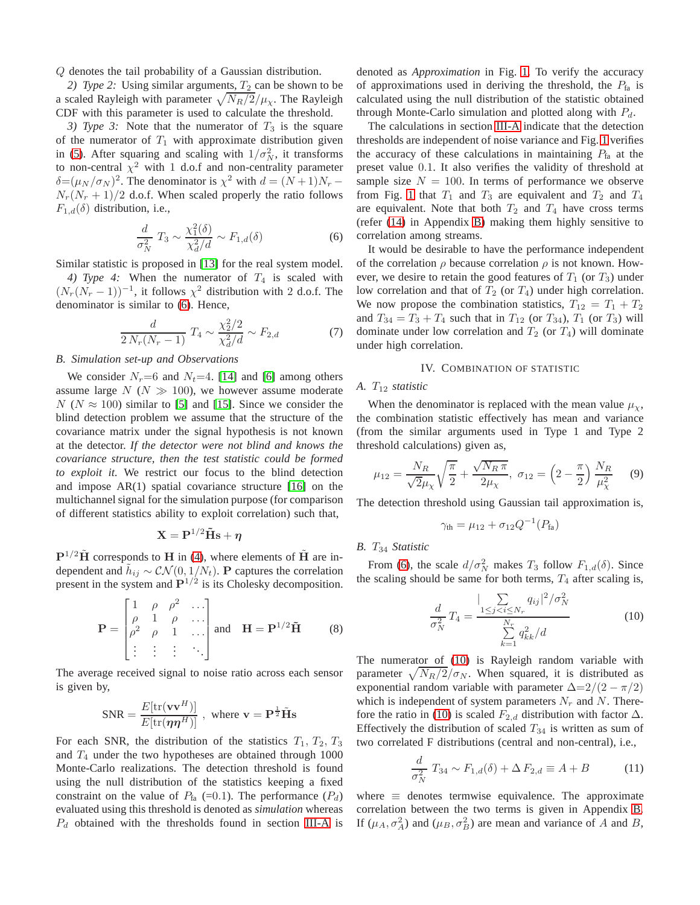$Q$ denotes the tail probability of a Gaussian distribution.

*2) Type 2:* Using similar arguments, $T_2$ can be shown to be a scaled Rayleigh with parameter $\sqrt{N_R/2}/\mu_\chi$. The Rayleigh CDF with this parameter is used to calculate the threshold.

*3) Type 3:* Note that the numerator of $T_3$ is the square of the numerator of $T_1$ with approximate distribution given in (5). After squaring and scaling with $1/\sigma_N^2$, it transforms to non-central $\chi^2$ with 1 d.o.f and non-centrality parameter $\delta{=}(\mu_N/\sigma_N)^2$. The denominator is $\chi^2$ with $d = (N+1)N_r - N_r(N_r+1)/2$ d.o.f. When scaled properly the ratio follows $F_{1,d}(\delta)$ distribution, i.e.,

$$\frac{d}{\sigma_N^2}\, T_3 \sim \frac{\chi_1^2(\delta)}{\chi_d^2/d} \sim F_{1,d}(\delta) \tag{6}$$

Similar statistic is proposed in [13] for the real system model.

*4) Type 4:* When the numerator of $T_4$ is scaled with $(N_r(N_r-1))^{-1}$, it follows $\chi^2$ distribution with 2 d.o.f. The denominator is similar to (6). Hence,

$$\frac{d}{2\,N_r(N_r-1)}\, T_4 \sim \frac{\chi_2^2/2}{\chi_d^2/d} \sim F_{2,d} \tag{7}$$

### B. Simulation set-up and Observations

We consider $N_r{=}6$ and $N_t{=}4$. [14] and [6] among others assume large $N$ ($N \gg 100$), we however assume moderate $N$ ($N \approx 100$) similar to [5] and [15]. Since we consider the blind detection problem we assume that the structure of the covariance matrix under the signal hypothesis is not known at the detector. *If the detector were not blind and knows the covariance structure, then the test statistic could be formed to exploit it.* We restrict our focus to the blind detection and impose AR(1) spatial covariance structure [16] on the multichannel signal for the simulation purpose (for comparison of different statistics ability to exploit correlation) such that,

$$\mathbf{X} = \mathbf{P}^{1/2}\tilde{\mathbf{H}}\mathbf{s} + \boldsymbol{\eta}$$

$\mathbf{P}^{1/2}\tilde{\mathbf{H}}$ corresponds to $\mathbf{H}$ in (4), where elements of $\tilde{\mathbf{H}}$ are independent and $\tilde{h}_{ij} \sim \mathcal{CN}(0, 1/N_t)$. $\mathbf{P}$ captures the correlation present in the system and $\mathbf{P}^{1/2}$ is its Cholesky decomposition.

$$\mathbf{P} = \begin{bmatrix} 1 & \rho & \rho^2 & \dots \\ \rho & 1 & \rho & \dots \\ \rho^2 & \rho & 1 & \dots \\ \vdots & \vdots & \vdots & \ddots \end{bmatrix} \text{ and } \quad \mathbf{H} = \mathbf{P}^{1/2}\tilde{\mathbf{H}} \tag{8}$$

The average received signal to noise ratio across each sensor is given by,

$$\text{SNR} = \frac{E[\text{tr}(\mathbf{v}\mathbf{v}^H)]}{E[\text{tr}(\boldsymbol{\eta}\boldsymbol{\eta}^H)]}\ , \text{ where } \mathbf{v} = \mathbf{P}^{\frac{1}{2}}\tilde{\mathbf{H}}\mathbf{s}$$

For each SNR, the distribution of the statistics $T_1$, $T_2$, $T_3$ and $T_4$ under the two hypotheses are obtained through 1000 Monte-Carlo realizations. The detection threshold is found using the null distribution of the statistics keeping a fixed constraint on the value of $P_{\text{fa}}$ (=0.1). The performance ($P_d$) evaluated using this threshold is denoted as *simulation* whereas $P_d$ obtained with the thresholds found in section III-A is denoted as *Approximation* in Fig. 1. To verify the accuracy of approximations used in deriving the threshold, the $P_{\text{fa}}$ is calculated using the null distribution of the statistic obtained through Monte-Carlo simulation and plotted along with $P_d$.

The calculations in section III-A indicate that the detection thresholds are independent of noise variance and Fig. 1 verifies the accuracy of these calculations in maintaining $P_{\text{fa}}$ at the preset value 0.1. It also verifies the validity of threshold at sample size $N = 100$. In terms of performance we observe from Fig. 1 that $T_1$ and $T_3$ are equivalent and $T_2$ and $T_4$ are equivalent. Note that both $T_2$ and $T_4$ have cross terms (refer (14) in Appendix B) making them highly sensitive to correlation among streams.

It would be desirable to have the performance independent of the correlation $\rho$ because correlation $\rho$ is not known. However, we desire to retain the good features of $T_1$ (or $T_3$) under low correlation and that of $T_2$ (or $T_4$) under high correlation. We now propose the combination statistics, $T_{12} = T_1 + T_2$ and $T_{34} = T_3 + T_4$ such that in $T_{12}$ (or $T_{34}$), $T_1$ (or $T_3$) will dominate under low correlation and $T_2$ (or $T_4$) will dominate under high correlation.

## IV. Combination of Statistic

### A. $T_{12}$ statistic

When the denominator is replaced with the mean value $\mu_\chi$, the combination statistic effectively has mean and variance (from the similar arguments used in Type 1 and Type 2 threshold calculations) given as,

$$\mu_{12} = \frac{N_R}{\sqrt{2}\mu_\chi}\sqrt{\frac{\pi}{2}} + \frac{\sqrt{N_R\,\pi}}{2\mu_\chi},\ \ \sigma_{12} = \left(2 - \frac{\pi}{2}\right)\frac{N_R}{\mu_\chi^2} \tag{9}$$

The detection threshold using Gaussian tail approximation is,

$$\gamma_{\text{th}} = \mu_{12} + \sigma_{12}Q^{-1}(P_{\text{fa}})$$

### B. $T_{34}$ Statistic

From (6), the scale $d/\sigma_N^2$ makes $T_3$ follow $F_{1,d}(\delta)$. Since the scaling should be same for both terms, $T_4$ after scaling is,

$$\frac{d}{\sigma_N^2}\, T_4 = \frac{|\sum\limits_{1\le j<i\le N_r} q_{ij}|^2/\sigma_N^2}{\sum\limits_{k=1}^{N_r} q_{kk}^2/d} \tag{10}$$

The numerator of (10) is Rayleigh random variable with parameter $\sqrt{N_R/2}/\sigma_N$. When squared, it is distributed as exponential random variable with parameter $\Delta{=}2/(2-\pi/2)$ which is independent of system parameters $N_r$ and $N$. Therefore the ratio in (10) is scaled $F_{2,d}$ distribution with factor $\Delta$. Effectively the distribution of scaled $T_{34}$ is written as sum of two correlated F distributions (central and non-central), i.e.,

$$\frac{d}{\sigma_N^2}\, T_{34} \sim F_{1,d}(\delta) + \Delta\, F_{2,d} \equiv A + B \tag{11}$$

where $\equiv$ denotes termwise equivalence. The approximate correlation between the two terms is given in Appendix B. If $(\mu_A, \sigma_A^2)$ and $(\mu_B, \sigma_B^2)$ are mean and variance of $A$ and $B$,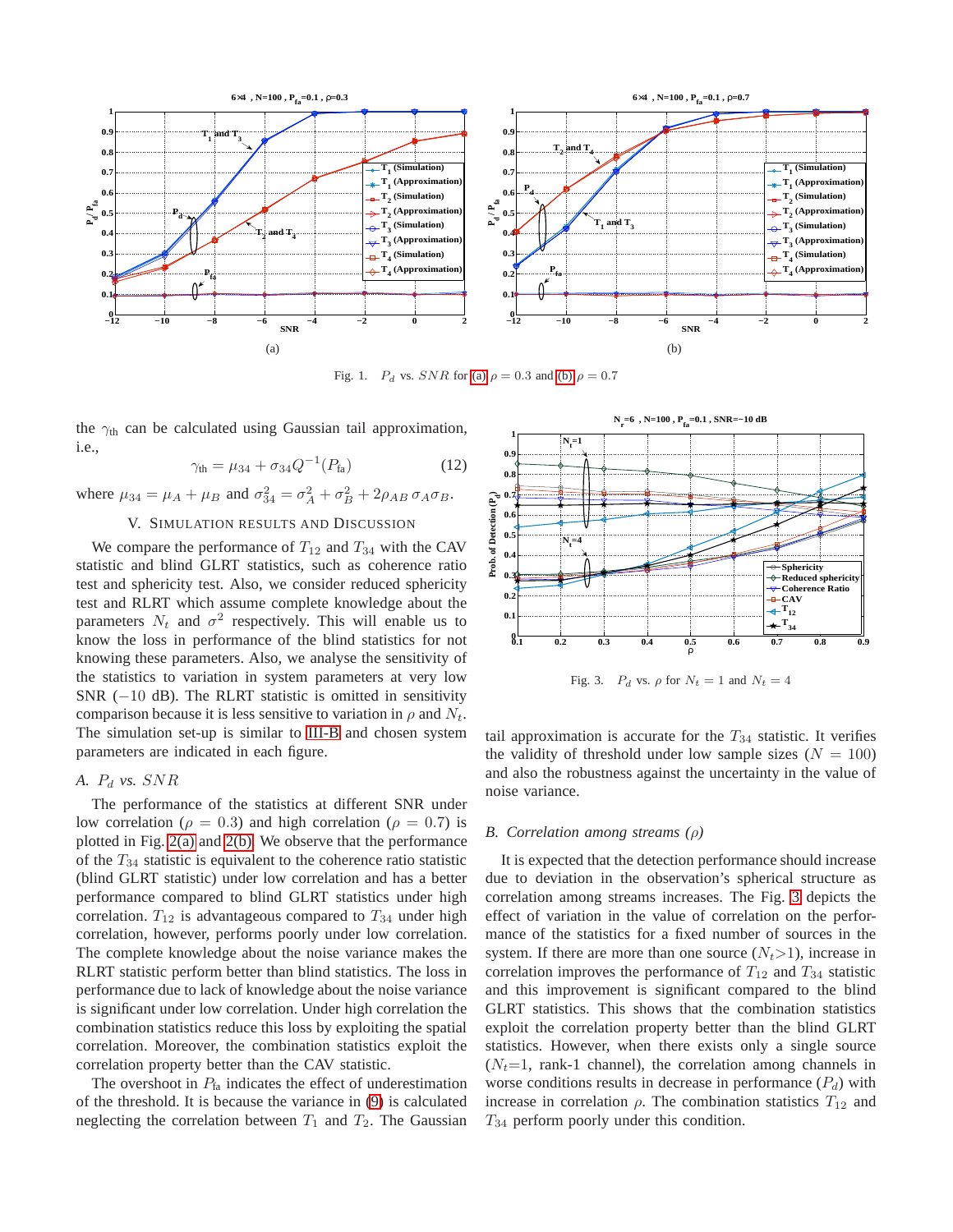Fig. 1. $P_d$ vs. $SNR$ for (a) $\rho = 0.3$ and (b) $\rho = 0.7$

the $\gamma_{\text{th}}$ can be calculated using Gaussian tail approximation, i.e.,

$$\gamma_{\text{th}} = \mu_{34} + \sigma_{34} Q^{-1}(P_{\text{fa}}) \tag{12}$$

where $\mu_{34} = \mu_A + \mu_B$ and $\sigma_{34}^2 = \sigma_A^2 + \sigma_B^2 + 2\rho_{AB}\,\sigma_A\sigma_B$.

## V. Simulation Results and Discussion

We compare the performance of $T_{12}$ and $T_{34}$ with the CAV statistic and blind GLRT statistics, such as coherence ratio test and sphericity test. Also, we consider reduced sphericity test and RLRT which assume complete knowledge about the parameters $N_t$ and $\sigma^2$ respectively. This will enable us to know the loss in performance of the blind statistics for not knowing these parameters. Also, we analyse the sensitivity of the statistics to variation in system parameters at very low SNR ($-10$ dB). The RLRT statistic is omitted in sensitivity comparison because it is less sensitive to variation in $\rho$ and $N_t$. The simulation set-up is similar to III-B and chosen system parameters are indicated in each figure.

### A. $P_d$ vs. $SNR$

The performance of the statistics at different SNR under low correlation ($\rho = 0.3$) and high correlation ($\rho = 0.7$) is plotted in Fig. 2(a) and 2(b). We observe that the performance of the $T_{34}$ statistic is equivalent to the coherence ratio statistic (blind GLRT statistic) under low correlation and has a better performance compared to blind GLRT statistics under high correlation. $T_{12}$ is advantageous compared to $T_{34}$ under high correlation, however, performs poorly under low correlation. The complete knowledge about the noise variance makes the RLRT statistic perform better than blind statistics. The loss in performance due to lack of knowledge about the noise variance is significant under low correlation. Under high correlation the combination statistics reduce this loss by exploiting the spatial correlation. Moreover, the combination statistics exploit the correlation property better than the CAV statistic.

The overshoot in $P_{\text{fa}}$ indicates the effect of underestimation of the threshold. It is because the variance in (9) is calculated neglecting the correlation between $T_1$ and $T_2$. The Gaussian tail approximation is accurate for the $T_{34}$ statistic. It verifies the validity of threshold under low sample sizes ($N = 100$) and also the robustness against the uncertainty in the value of noise variance.

Fig. 3. $P_d$ vs. $\rho$ for $N_t = 1$ and $N_t = 4$

### B. Correlation among streams ($\rho$)

It is expected that the detection performance should increase due to deviation in the observation's spherical structure as correlation among streams increases. The Fig. 3 depicts the effect of variation in the value of correlation on the performance of the statistics for a fixed number of sources in the system. If there are more than one source ($N_t$>1), increase in correlation improves the performance of $T_{12}$ and $T_{34}$ statistic and this improvement is significant compared to the blind GLRT statistics. This shows that the combination statistics exploit the correlation property better than the blind GLRT statistics. However, when there exists only a single source ($N_t$=1, rank-1 channel), the correlation among channels in worse conditions results in decrease in performance ($P_d$) with increase in correlation $\rho$. The combination statistics $T_{12}$ and $T_{34}$ perform poorly under this condition.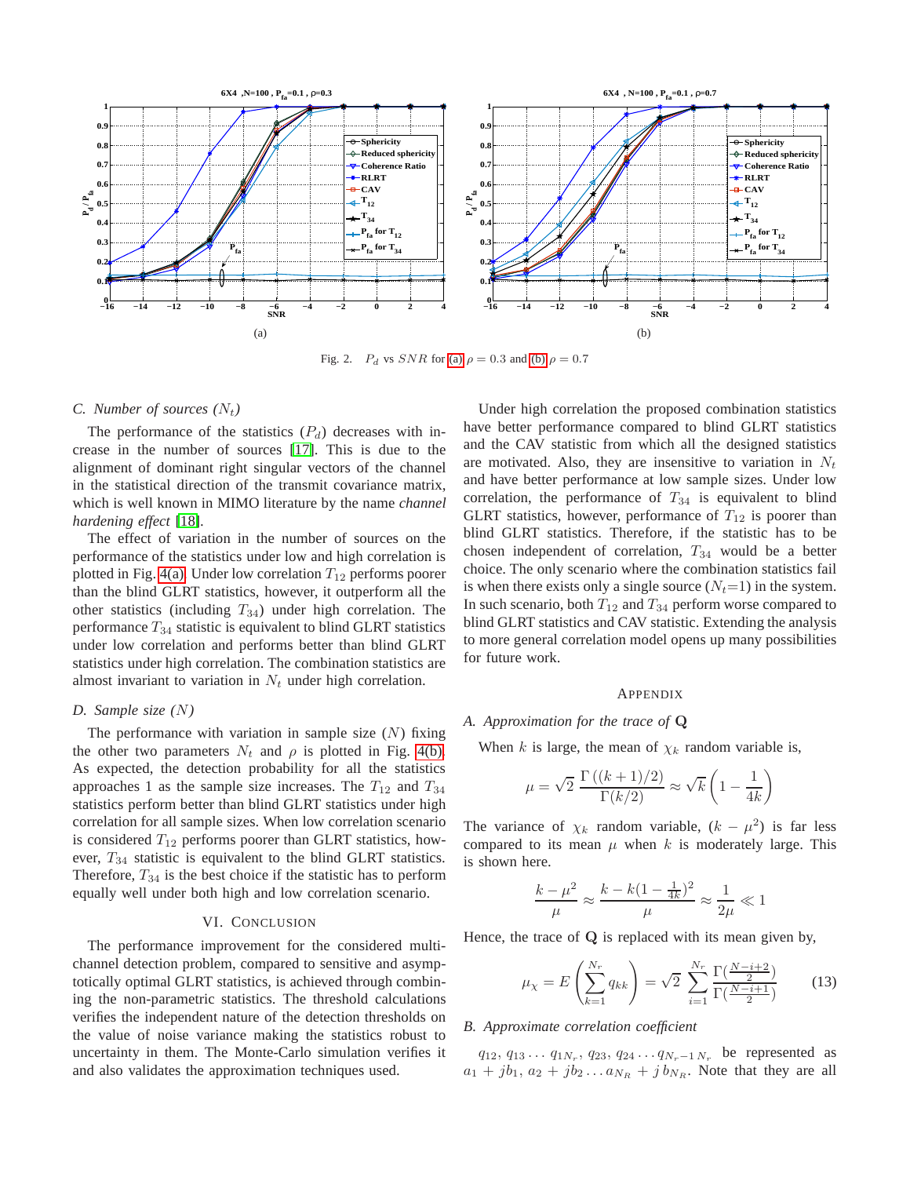Fig. 2. $P_d$ vs $SNR$ for (a) $\rho = 0.3$ and (b) $\rho = 0.7$

### *C. Number of sources ($N_t$)*

The performance of the statistics ($P_d$) decreases with increase in the number of sources [17]. This is due to the alignment of dominant right singular vectors of the channel in the statistical direction of the transmit covariance matrix, which is well known in MIMO literature by the name *channel hardening effect* [18].

The effect of variation in the number of sources on the performance of the statistics under low and high correlation is plotted in Fig. 4(a). Under low correlation $T_{12}$ performs poorer than the blind GLRT statistics, however, it outperform all the other statistics (including $T_{34}$) under high correlation. The performance $T_{34}$ statistic is equivalent to blind GLRT statistics under low correlation and performs better than blind GLRT statistics under high correlation. The combination statistics are almost invariant to variation in $N_t$ under high correlation.

### *D. Sample size ($N$)*

The performance with variation in sample size ($N$) fixing the other two parameters $N_t$ and $\rho$ is plotted in Fig. 4(b). As expected, the detection probability for all the statistics approaches 1 as the sample size increases. The $T_{12}$ and $T_{34}$ statistics perform better than blind GLRT statistics under high correlation for all sample sizes. When low correlation scenario is considered $T_{12}$ performs poorer than GLRT statistics, however, $T_{34}$ statistic is equivalent to the blind GLRT statistics. Therefore, $T_{34}$ is the best choice if the statistic has to perform equally well under both high and low correlation scenario.

## VI. Conclusion

The performance improvement for the considered multi-channel detection problem, compared to sensitive and asymptotically optimal GLRT statistics, is achieved through combining the non-parametric statistics. The threshold calculations verifies the independent nature of the detection thresholds on the value of noise variance making the statistics robust to uncertainity in them. The Monte-Carlo simulation verifies it and also validates the approximation techniques used.

Under high correlation the proposed combination statistics have better performance compared to blind GLRT statistics and the CAV statistic from which all the designed statistics are motivated. Also, they are insensitive to variation in $N_t$ and have better performance at low sample sizes. Under low correlation, the performance of $T_{34}$ is equivalent to blind GLRT statistics, however, performance of $T_{12}$ is poorer than blind GLRT statistics. Therefore, if the statistic has to be chosen independent of correlation, $T_{34}$ would be a better choice. The only scenario where the combination statistics fail is when there exists only a single source ($N_t$=1) in the system. In such scenario, both $T_{12}$ and $T_{34}$ perform worse compared to blind GLRT statistics and CAV statistic. Extending the analysis to more general correlation model opens up many possibilities for future work.

## Appendix

### *A. Approximation for the trace of* $\mathbf{Q}$

When $k$ is large, the mean of $\chi_k$ random variable is,

$$\mu = \sqrt{2}\,\frac{\Gamma\left((k+1)/2\right)}{\Gamma(k/2)} \approx \sqrt{k}\left(1 - \frac{1}{4k}\right)$$

The variance of $\chi_k$ random variable, $(k - \mu^2)$ is far less compared to its mean $\mu$ when $k$ is moderately large. This is shown here.

$$\frac{k-\mu^2}{\mu} \approx \frac{k - k(1-\frac{1}{4k})^2}{\mu} \approx \frac{1}{2\mu} \ll 1$$

Hence, the trace of $\mathbf{Q}$ is replaced with its mean given by,

$$\mu_\chi = E\left(\sum_{k=1}^{N_r} q_{kk}\right) = \sqrt{2}\sum_{i=1}^{N_r}\frac{\Gamma(\frac{N-i+2}{2})}{\Gamma(\frac{N-i+1}{2})} \tag{13}$$

### *B. Approximate correlation coefficient*

$q_{12}, q_{13}\ldots q_{1N_r}, q_{23}, q_{24}\ldots q_{N_r-1\,N_r}$ be represented as $a_1 + jb_1, a_2 + jb_2 \ldots a_{N_R} + j\,b_{N_R}$. Note that they are all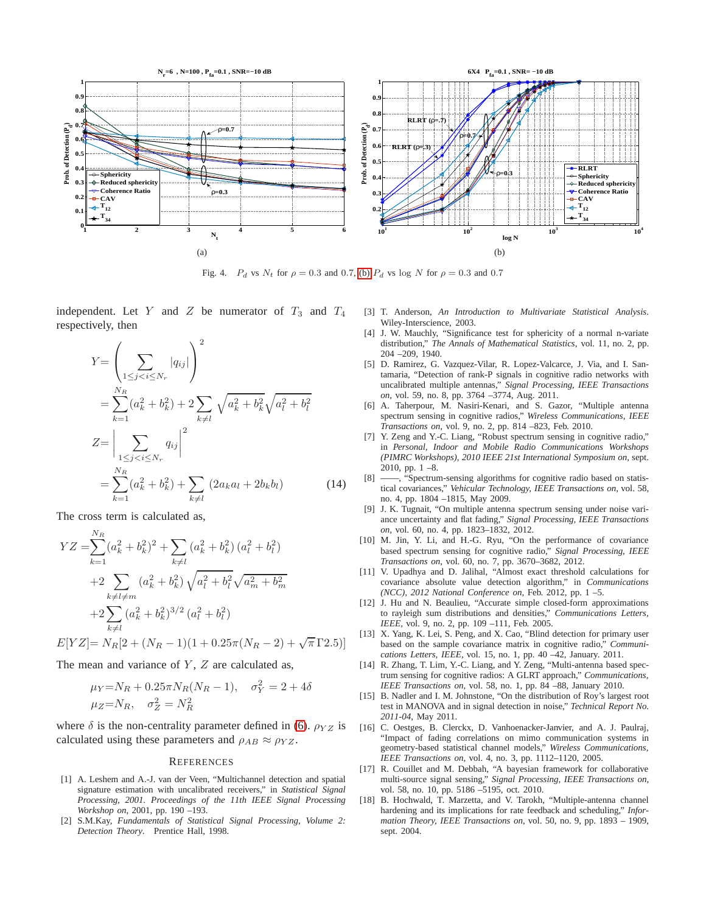$N_r$=6 , N=100 , $P_{fa}$=0.1 , SNR=−10 dB

Prob. of Detection ($P_d$)

$N_t$

ρ=0.7

ρ=0.3

Sphericity
Reduced sphericity
Coherence Ratio
CAV
$T_{12}$
$T_{34}$

(a)

6X4 $P_{fa}$=0.1 , SNR= −10 dB

Prob. of Detection ($P_d$)

log N

RLRT (ρ=.7)

RLRT (ρ=.3)

ρ=0.7

ρ=0.3

RLRT
Sphericity
Reduced sphericity
Coherence Ratio
CAV
$T_{12}$
$T_{34}$

(b)

Fig. 4. $P_d$ vs $N_t$ for $\rho = 0.3$ and 0.7, (b) $P_d$ vs log $N$ for $\rho = 0.3$ and 0.7

independent. Let $Y$ and $Z$ be numerator of $T_3$ and $T_4$ respectively, then

$$
\begin{aligned}
Y &= \left( \sum_{1 \le j < i \le N_r} |q_{ij}| \right)^2 \\
&= \sum_{k=1}^{N_R} (a_k^2 + b_k^2) + 2 \sum_{k \ne l} \sqrt{a_k^2 + b_k^2} \sqrt{a_l^2 + b_l^2} \\
Z &= \left| \sum_{1 \le j < i \le N_r} q_{ij} \right|^2 \\
&= \sum_{k=1}^{N_R} (a_k^2 + b_k^2) + \sum_{k \ne l} (2 a_k a_l + 2 b_k b_l)
\end{aligned} \tag{14}
$$

The cross term is calculated as,

$$
\begin{aligned}
YZ &= \sum_{k=1}^{N_R} (a_k^2 + b_k^2)^2 + \sum_{k \ne l} (a_k^2 + b_k^2)(a_l^2 + b_l^2) \\
&+ 2 \sum_{k \ne l \ne m} (a_k^2 + b_k^2) \sqrt{a_l^2 + b_l^2} \sqrt{a_m^2 + b_m^2} \\
&+ 2 \sum_{k \ne l} (a_k^2 + b_k^2)^{3/2} (a_l^2 + b_l^2) \\
E[YZ] &= N_R [2 + (N_R - 1)(1 + 0.25\pi(N_R - 2) + \sqrt{\pi}\,\Gamma 2.5)]
\end{aligned}
$$

The mean and variance of $Y$, $Z$ are calculated as,

$$
\begin{aligned}
\mu_Y &= N_R + 0.25\pi N_R (N_R - 1), \quad \sigma_Y^2 = 2 + 4\delta \\
\mu_Z &= N_R, \quad \sigma_Z^2 = N_R^2
\end{aligned}
$$

where $\delta$ is the non-centrality parameter defined in (6). $\rho_{YZ}$ is calculated using these parameters and $\rho_{AB} \approx \rho_{YZ}$.

## References

[1] A. Leshem and A.-J. van der Veen, "Multichannel detection and spatial signature estimation with uncalibrated receivers," in *Statistical Signal Processing, 2001. Proceedings of the 11th IEEE Signal Processing Workshop on*, 2001, pp. 190 –193.

[2] S.M.Kay, *Fundamentals of Statistical Signal Processing, Volume 2: Detection Theory*. Prentice Hall, 1998.

[3] T. Anderson, *An Introduction to Multivariate Statistical Analysis*. Wiley-Interscience, 2003.

[4] J. W. Mauchly, "Significance test for sphericity of a normal n-variate distribution," *The Annals of Mathematical Statistics*, vol. 11, no. 2, pp. 204 –209, 1940.

[5] D. Ramirez, G. Vazquez-Vilar, R. Lopez-Valcarce, J. Via, and I. Santamaria, "Detection of rank-P signals in cognitive radio networks with uncalibrated multiple antennas," *Signal Processing, IEEE Transactions on*, vol. 59, no. 8, pp. 3764 –3774, Aug. 2011.

[6] A. Taherpour, M. Nasiri-Kenari, and S. Gazor, "Multiple antenna spectrum sensing in cognitive radios," *Wireless Communications, IEEE Transactions on*, vol. 9, no. 2, pp. 814 –823, Feb. 2010.

[7] Y. Zeng and Y.-C. Liang, "Robust spectrum sensing in cognitive radio," in *Personal, Indoor and Mobile Radio Communications Workshops (PIMRC Workshops), 2010 IEEE 21st International Symposium on*, sept. 2010, pp. 1 –8.

[8] ——, "Spectrum-sensing algorithms for cognitive radio based on statistical covariances," *Vehicular Technology, IEEE Transactions on*, vol. 58, no. 4, pp. 1804 –1815, May 2009.

[9] J. K. Tugnait, "On multiple antenna spectrum sensing under noise variance uncertainty and flat fading," *Signal Processing, IEEE Transactions on*, vol. 60, no. 4, pp. 1823–1832, 2012.

[10] M. Jin, Y. Li, and H.-G. Ryu, "On the performance of covariance based spectrum sensing for cognitive radio," *Signal Processing, IEEE Transactions on*, vol. 60, no. 7, pp. 3670–3682, 2012.

[11] V. Upadhya and D. Jalihal, "Almost exact threshold calculations for covariance absolute value detection algorithm," in *Communications (NCC), 2012 National Conference on*, Feb. 2012, pp. 1 –5.

[12] J. Hu and N. Beaulieu, "Accurate simple closed-form approximations to rayleigh sum distributions and densities," *Communications Letters, IEEE*, vol. 9, no. 2, pp. 109 –111, Feb. 2005.

[13] X. Yang, K. Lei, S. Peng, and X. Cao, "Blind detection for primary user based on the sample covariance matrix in cognitive radio," *Communications Letters, IEEE*, vol. 15, no. 1, pp. 40 –42, January. 2011.

[14] R. Zhang, T. Lim, Y.-C. Liang, and Y. Zeng, "Multi-antenna based spectrum sensing for cognitive radios: A GLRT approach," *Communications, IEEE Transactions on*, vol. 58, no. 1, pp. 84 –88, January 2010.

[15] B. Nadler and I. M. Johnstone, "On the distribution of Roy's largest root test in MANOVA and in signal detection in noise," *Technical Report No. 2011-04*, May 2011.

[16] C. Oestges, B. Clerckx, D. Vanhoenacker-Janvier, and A. J. Paulraj, "Impact of fading correlations on mimo communication systems in geometry-based statistical channel models," *Wireless Communications, IEEE Transactions on*, vol. 4, no. 3, pp. 1112–1120, 2005.

[17] R. Couillet and M. Debbah, "A bayesian framework for collaborative multi-source signal sensing," *Signal Processing, IEEE Transactions on*, vol. 58, no. 10, pp. 5186 –5195, oct. 2010.

[18] B. Hochwald, T. Marzetta, and V. Tarokh, "Multiple-antenna channel hardening and its implications for rate feedback and scheduling," *Information Theory, IEEE Transactions on*, vol. 50, no. 9, pp. 1893 – 1909, sept. 2004.